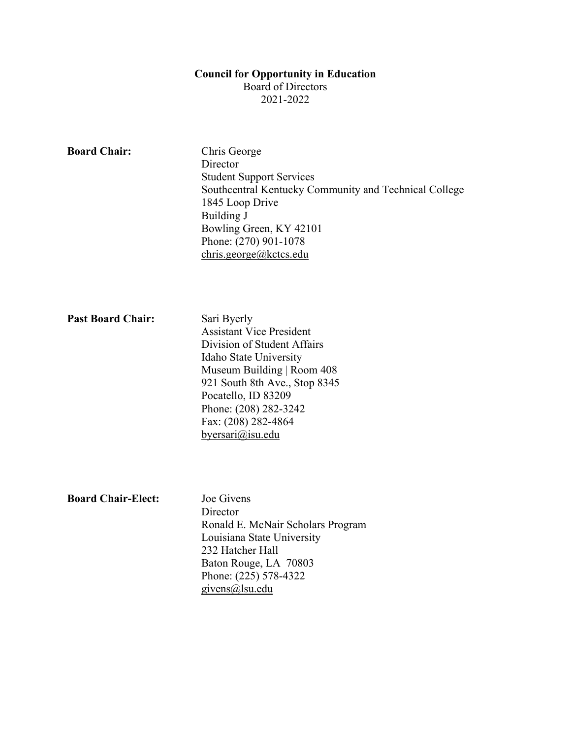**Council for Opportunity in Education**
Board of Directors
2021-2022

**Board Chair:**

Chris George
Director
Student Support Services
Southcentral Kentucky Community and Technical College
1845 Loop Drive
Building J
Bowling Green, KY 42101
Phone: (270) 901-1078
chris.george@kctcs.edu

**Past Board Chair:**

Sari Byerly
Assistant Vice President
Division of Student Affairs
Idaho State University
Museum Building | Room 408
921 South 8th Ave., Stop 8345
Pocatello, ID 83209
Phone: (208) 282-3242
Fax: (208) 282-4864
byersari@isu.edu

**Board Chair-Elect:**

Joe Givens
Director
Ronald E. McNair Scholars Program
Louisiana State University
232 Hatcher Hall
Baton Rouge, LA 70803
Phone: (225) 578-4322
givens@lsu.edu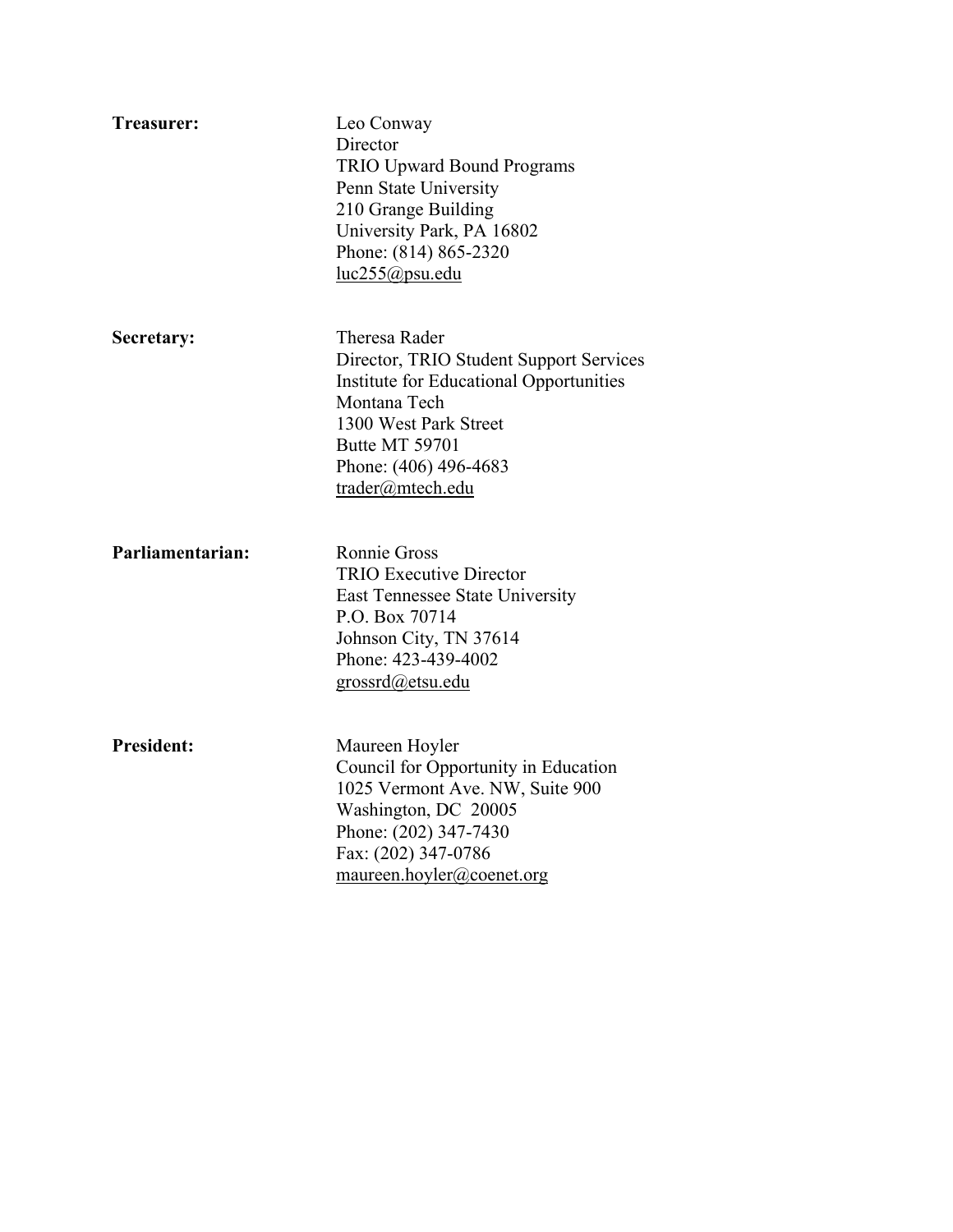**Treasurer:**

Leo Conway
Director
TRIO Upward Bound Programs
Penn State University
210 Grange Building
University Park, PA 16802
Phone: (814) 865-2320
luc255@psu.edu

**Secretary:**

Theresa Rader
Director, TRIO Student Support Services
Institute for Educational Opportunities
Montana Tech
1300 West Park Street
Butte MT 59701
Phone: (406) 496-4683
trader@mtech.edu

**Parliamentarian:**

Ronnie Gross
TRIO Executive Director
East Tennessee State University
P.O. Box 70714
Johnson City, TN 37614
Phone: 423-439-4002
grossrd@etsu.edu

**President:**

Maureen Hoyler
Council for Opportunity in Education
1025 Vermont Ave. NW, Suite 900
Washington, DC 20005
Phone: (202) 347-7430
Fax: (202) 347-0786
maureen.hoyler@coenet.org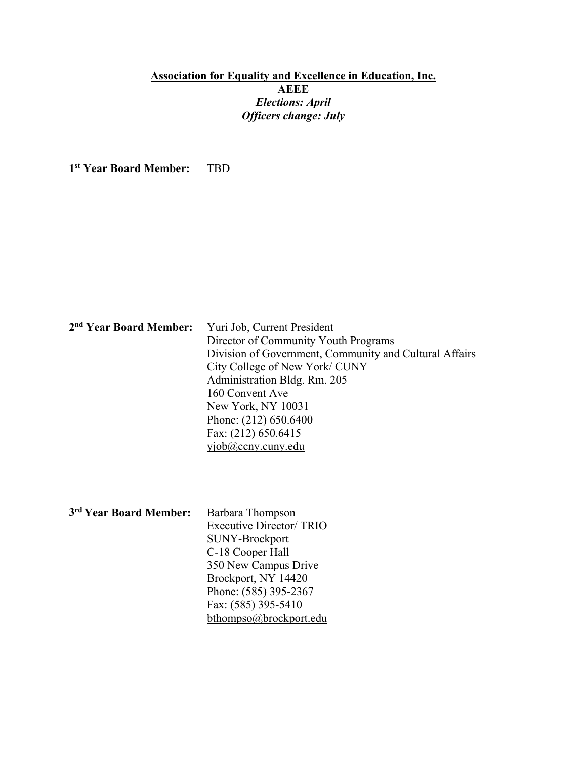**Association for Equality and Excellence in Education, Inc.**

**AEEE**

***Elections: April***

***Officers change: July***

**1st Year Board Member:** TBD

**2nd Year Board Member:**
Yuri Job, Current President
Director of Community Youth Programs
Division of Government, Community and Cultural Affairs
City College of New York/ CUNY
Administration Bldg. Rm. 205
160 Convent Ave
New York, NY 10031
Phone: (212) 650.6400
Fax: (212) 650.6415
yjob@ccny.cuny.edu

**3rd Year Board Member:**
Barbara Thompson
Executive Director/ TRIO
SUNY-Brockport
C-18 Cooper Hall
350 New Campus Drive
Brockport, NY 14420
Phone: (585) 395-2367
Fax: (585) 395-5410
bthompso@brockport.edu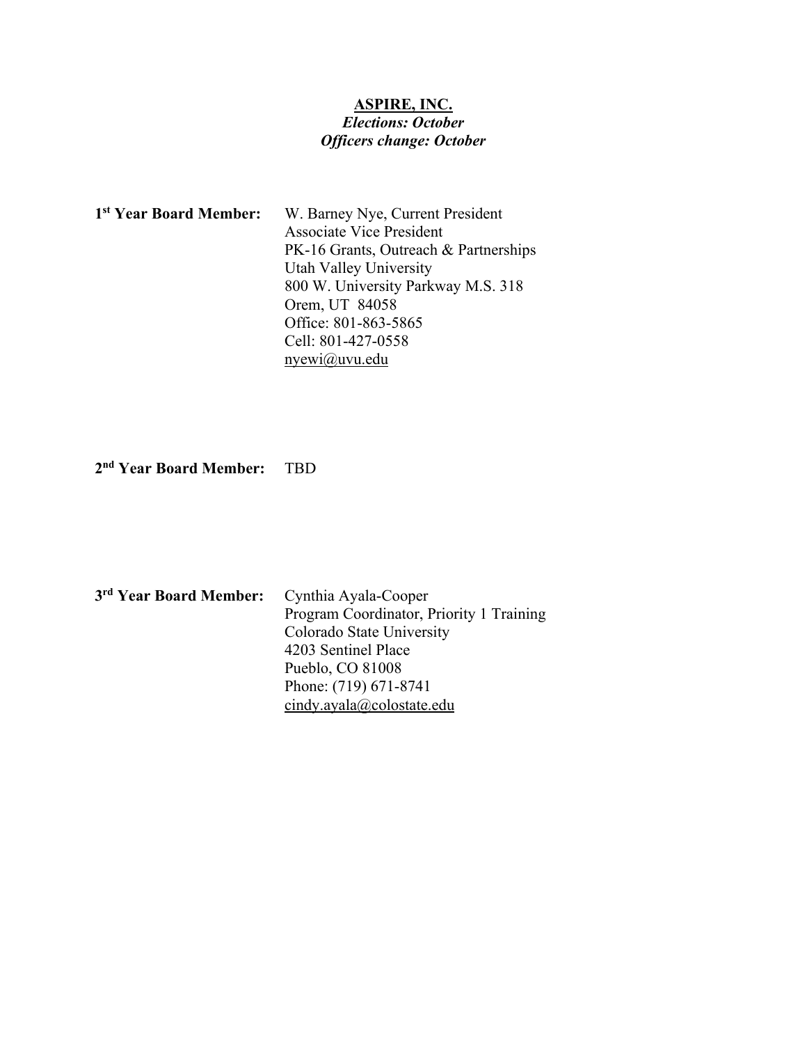**ASPIRE, INC.**

***Elections: October***

***Officers change: October***

**1st Year Board Member:** W. Barney Nye, Current President
Associate Vice President
PK-16 Grants, Outreach & Partnerships
Utah Valley University
800 W. University Parkway M.S. 318
Orem, UT 84058
Office: 801-863-5865
Cell: 801-427-0558
nyewi@uvu.edu

**2nd Year Board Member:** TBD

**3rd Year Board Member:** Cynthia Ayala-Cooper
Program Coordinator, Priority 1 Training
Colorado State University
4203 Sentinel Place
Pueblo, CO 81008
Phone: (719) 671-8741
cindy.ayala@colostate.edu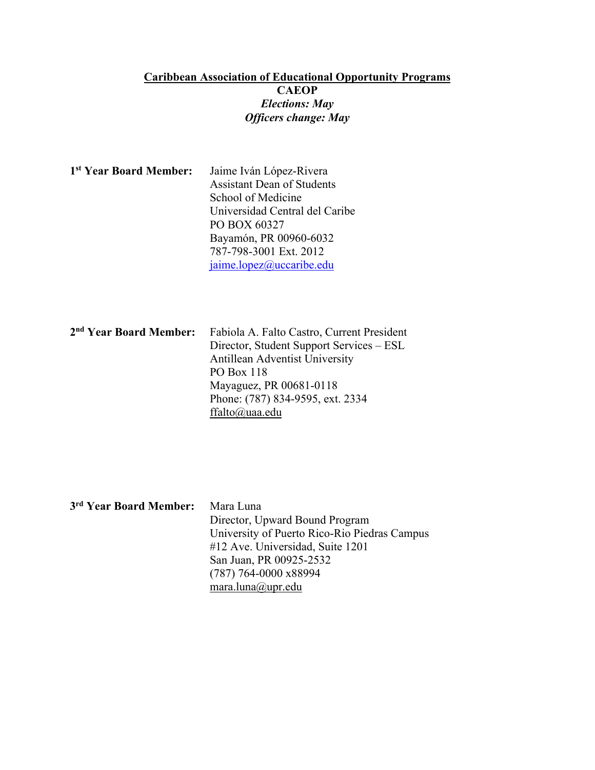**Caribbean Association of Educational Opportunity Programs**

**CAEOP**

***Elections: May***

***Officers change: May***

**1st Year Board Member:**

Jaime Iván López-Rivera
Assistant Dean of Students
School of Medicine
Universidad Central del Caribe
PO BOX 60327
Bayamón, PR 00960-6032
787-798-3001 Ext. 2012
jaime.lopez@uccaribe.edu

**2nd Year Board Member:**

Fabiola A. Falto Castro, Current President
Director, Student Support Services – ESL
Antillean Adventist University
PO Box 118
Mayaguez, PR 00681-0118
Phone: (787) 834-9595, ext. 2334
ffalto@uaa.edu

**3rd Year Board Member:**

Mara Luna
Director, Upward Bound Program
University of Puerto Rico-Rio Piedras Campus
#12 Ave. Universidad, Suite 1201
San Juan, PR 00925-2532
(787) 764-0000 x88994
mara.luna@upr.edu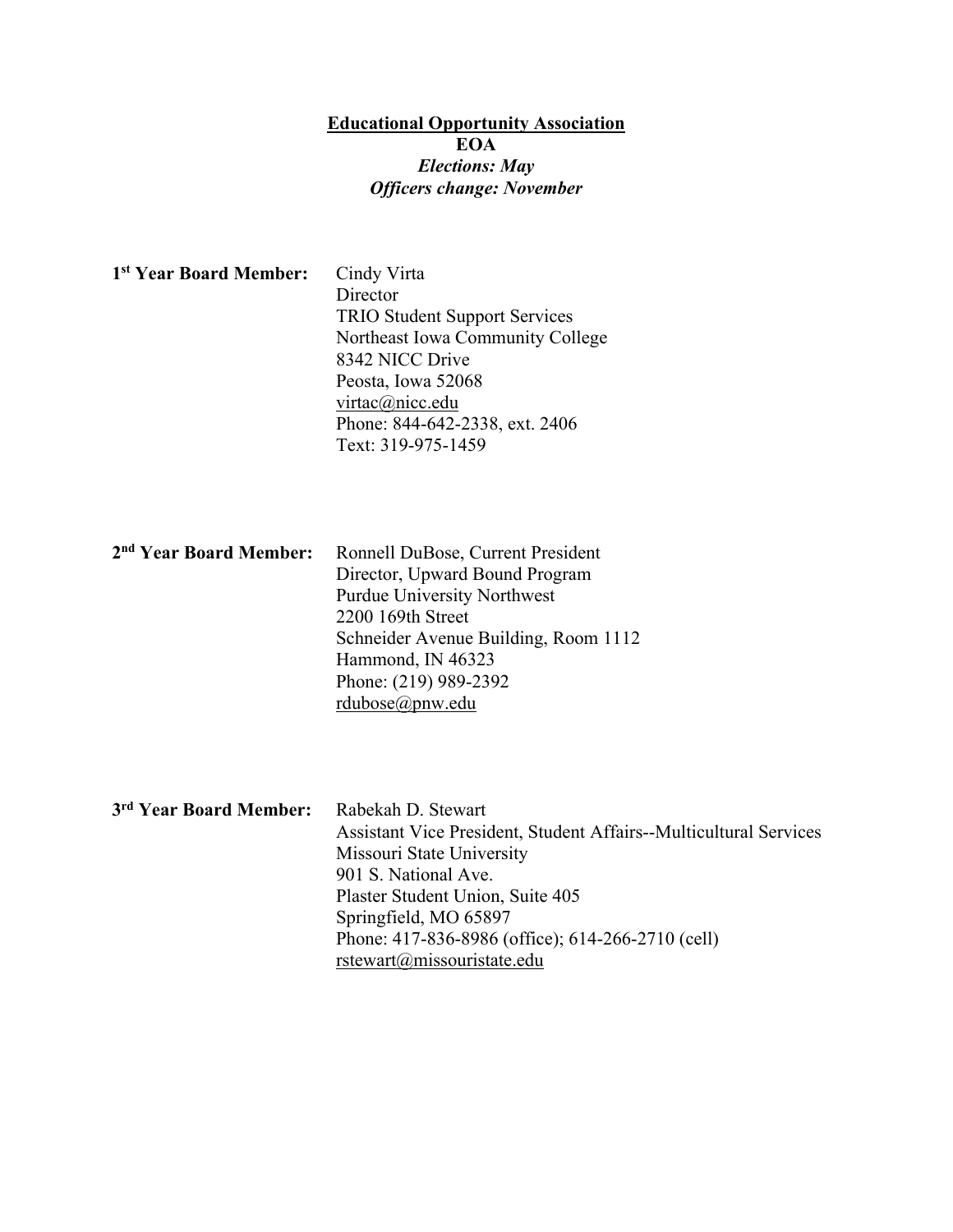**<u>Educational Opportunity Association</u>**

**EOA**

***Elections: May***

***Officers change: November***

**1st Year Board Member:**

Cindy Virta
Director
TRIO Student Support Services
Northeast Iowa Community College
8342 NICC Drive
Peosta, Iowa 52068
virtac@nicc.edu
Phone: 844-642-2338, ext. 2406
Text: 319-975-1459

**2nd Year Board Member:**

Ronnell DuBose, Current President
Director, Upward Bound Program
Purdue University Northwest
2200 169th Street
Schneider Avenue Building, Room 1112
Hammond, IN 46323
Phone: (219) 989-2392
rdubose@pnw.edu

**3rd Year Board Member:**

Rabekah D. Stewart
Assistant Vice President, Student Affairs--Multicultural Services
Missouri State University
901 S. National Ave.
Plaster Student Union, Suite 405
Springfield, MO 65897
Phone: 417-836-8986 (office); 614-266-2710 (cell)
rstewart@missouristate.edu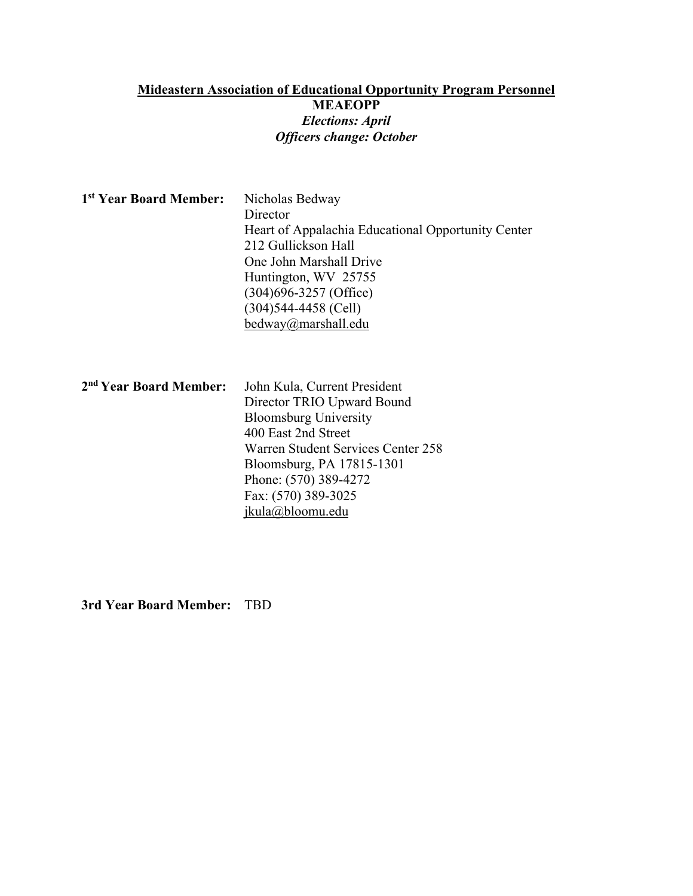**Mideastern Association of Educational Opportunity Program Personnel**

**MEAEOPP**

***Elections: April***

***Officers change: October***

**1st Year Board Member:** Nicholas Bedway
Director
Heart of Appalachia Educational Opportunity Center
212 Gullickson Hall
One John Marshall Drive
Huntington, WV 25755
(304)696-3257 (Office)
(304)544-4458 (Cell)
bedway@marshall.edu

**2nd Year Board Member:** John Kula, Current President
Director TRIO Upward Bound
Bloomsburg University
400 East 2nd Street
Warren Student Services Center 258
Bloomsburg, PA 17815-1301
Phone: (570) 389-4272
Fax: (570) 389-3025
jkula@bloomu.edu

**3rd Year Board Member:** TBD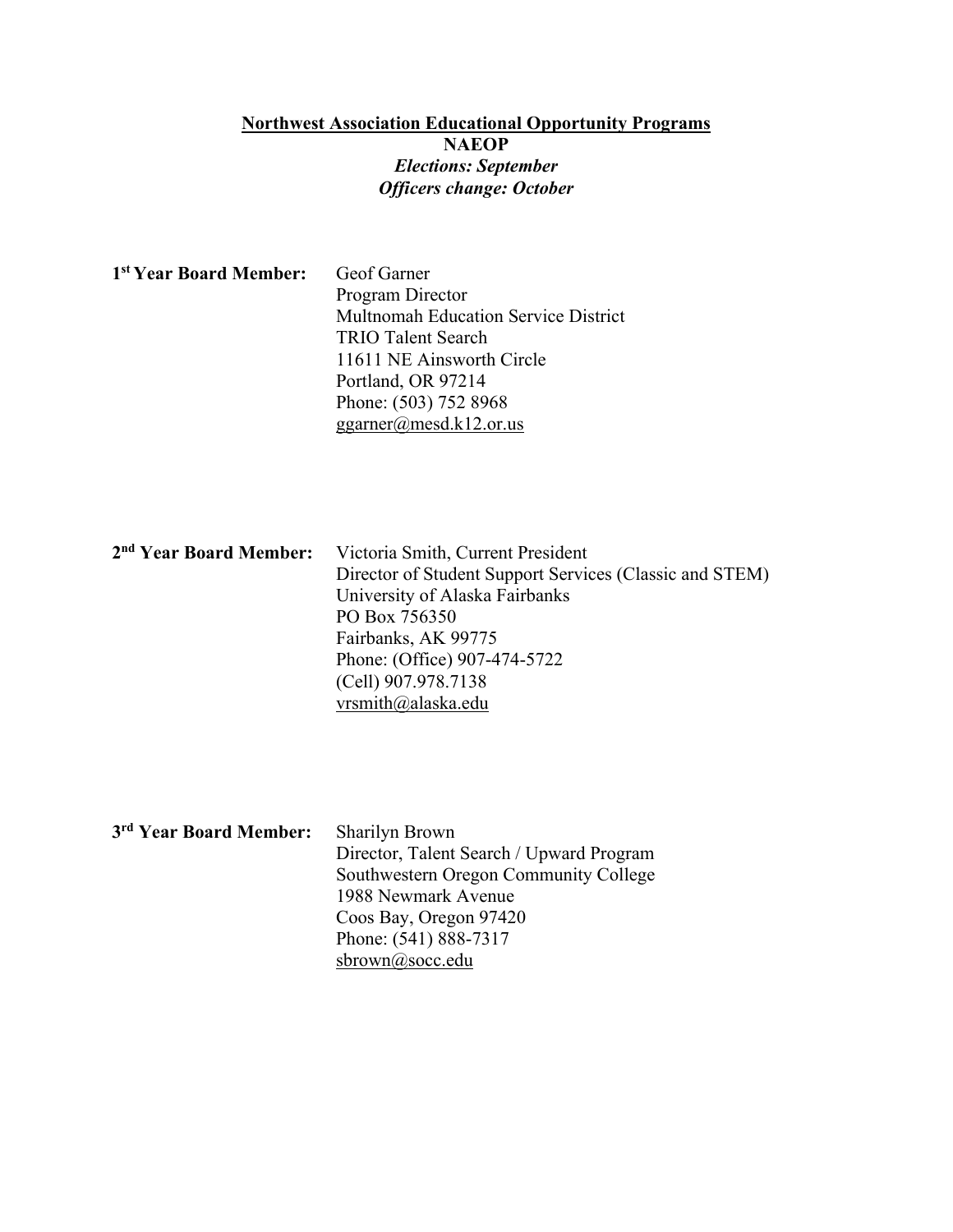**Northwest Association Educational Opportunity Programs**

**NAEOP**

***Elections: September***

***Officers change: October***

**1st Year Board Member:**

Geof Garner
Program Director
Multnomah Education Service District
TRIO Talent Search
11611 NE Ainsworth Circle
Portland, OR 97214
Phone: (503) 752 8968
ggarner@mesd.k12.or.us

**2nd Year Board Member:**

Victoria Smith, Current President
Director of Student Support Services (Classic and STEM)
University of Alaska Fairbanks
PO Box 756350
Fairbanks, AK 99775
Phone: (Office) 907-474-5722
(Cell) 907.978.7138
vrsmith@alaska.edu

**3rd Year Board Member:**

Sharilyn Brown
Director, Talent Search / Upward Program
Southwestern Oregon Community College
1988 Newmark Avenue
Coos Bay, Oregon 97420
Phone: (541) 888-7317
sbrown@socc.edu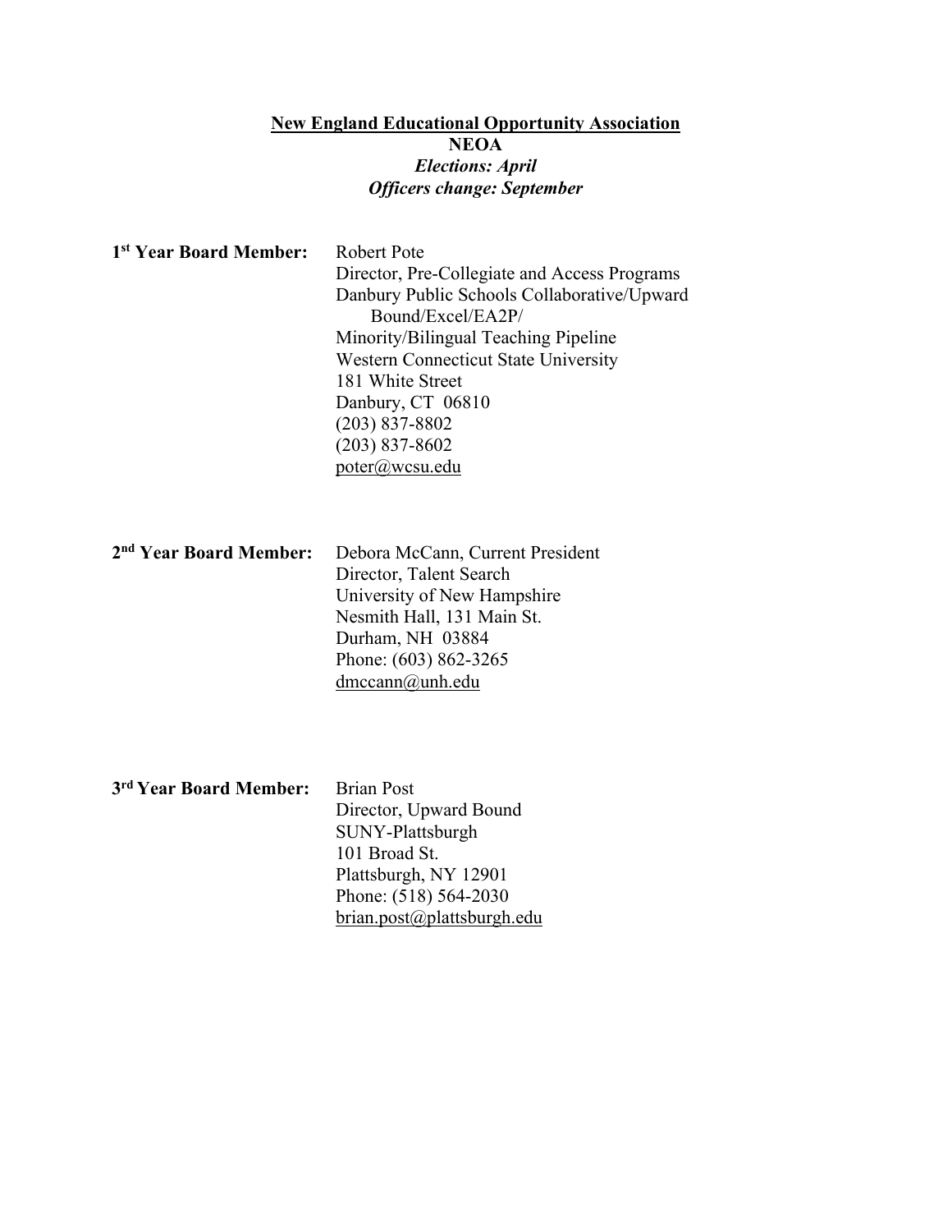**New England Educational Opportunity Association**

**NEOA**

***Elections: April***

***Officers change: September***

**1st Year Board Member:**

Robert Pote
Director, Pre-Collegiate and Access Programs
Danbury Public Schools Collaborative/Upward Bound/Excel/EA2P/
Minority/Bilingual Teaching Pipeline
Western Connecticut State University
181 White Street
Danbury, CT 06810
(203) 837-8802
(203) 837-8602
poter@wcsu.edu

**2nd Year Board Member:**

Debora McCann, Current President
Director, Talent Search
University of New Hampshire
Nesmith Hall, 131 Main St.
Durham, NH 03884
Phone: (603) 862-3265
dmccann@unh.edu

**3rd Year Board Member:**

Brian Post
Director, Upward Bound
SUNY-Plattsburgh
101 Broad St.
Plattsburgh, NY 12901
Phone: (518) 564-2030
brian.post@plattsburgh.edu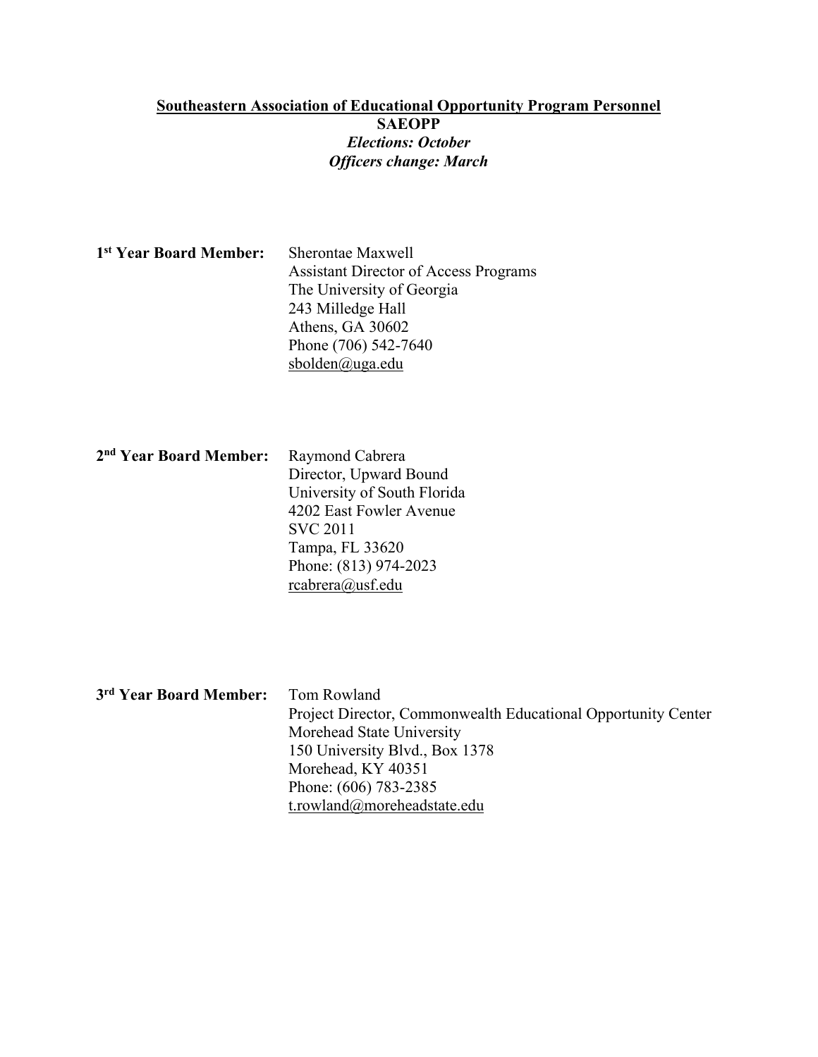**Southeastern Association of Educational Opportunity Program Personnel**
**SAEOPP**
***Elections: October***
***Officers change: March***

**1st Year Board Member:**
Sherontae Maxwell
Assistant Director of Access Programs
The University of Georgia
243 Milledge Hall
Athens, GA 30602
Phone (706) 542-7640
sbolden@uga.edu

**2nd Year Board Member:**
Raymond Cabrera
Director, Upward Bound
University of South Florida
4202 East Fowler Avenue
SVC 2011
Tampa, FL 33620
Phone: (813) 974-2023
rcabrera@usf.edu

**3rd Year Board Member:**
Tom Rowland
Project Director, Commonwealth Educational Opportunity Center
Morehead State University
150 University Blvd., Box 1378
Morehead, KY 40351
Phone: (606) 783-2385
t.rowland@moreheadstate.edu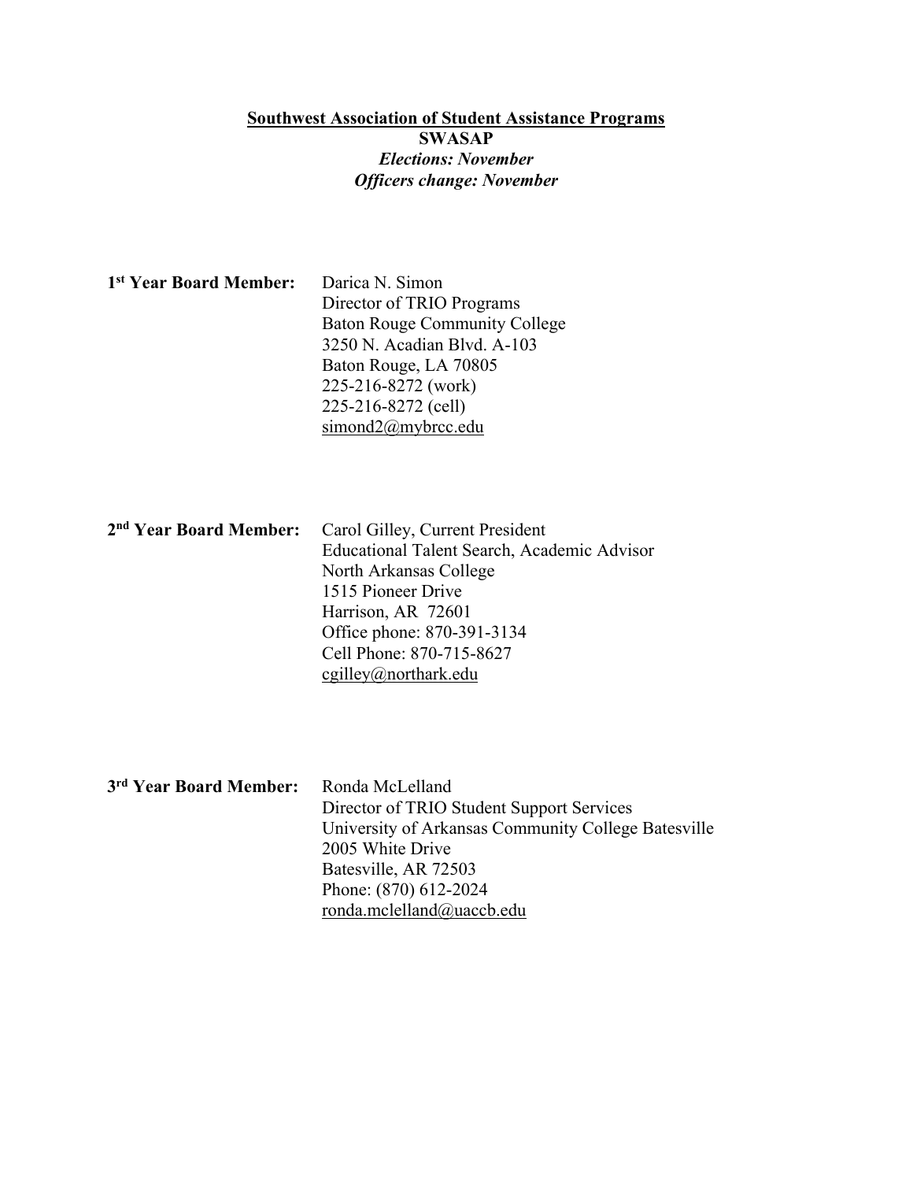**Southwest Association of Student Assistance Programs**

**SWASAP**

***Elections: November***

***Officers change: November***

**1st Year Board Member:**

Darica N. Simon
Director of TRIO Programs
Baton Rouge Community College
3250 N. Acadian Blvd. A-103
Baton Rouge, LA 70805
225-216-8272 (work)
225-216-8272 (cell)
simond2@mybrcc.edu

**2nd Year Board Member:**

Carol Gilley, Current President
Educational Talent Search, Academic Advisor
North Arkansas College
1515 Pioneer Drive
Harrison, AR 72601
Office phone: 870-391-3134
Cell Phone: 870-715-8627
cgilley@northark.edu

**3rd Year Board Member:**

Ronda McLelland
Director of TRIO Student Support Services
University of Arkansas Community College Batesville
2005 White Drive
Batesville, AR 72503
Phone: (870) 612-2024
ronda.mclelland@uaccb.edu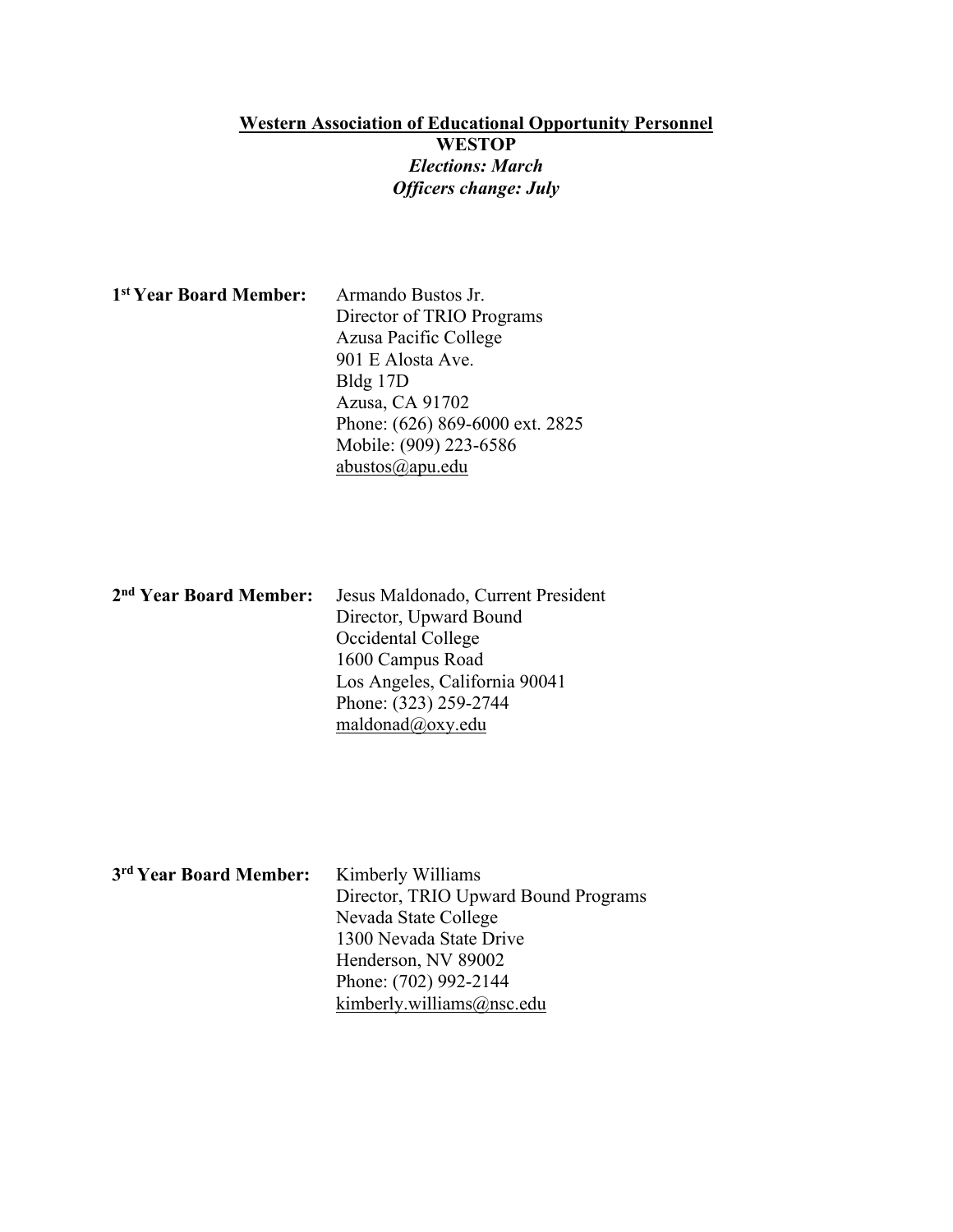**<u>Western Association of Educational Opportunity Personnel</u>**
**WESTOP**
***Elections: March***
***Officers change: July***

**1st Year Board Member:**

Armando Bustos Jr.
Director of TRIO Programs
Azusa Pacific College
901 E Alosta Ave.
Bldg 17D
Azusa, CA 91702
Phone: (626) 869-6000 ext. 2825
Mobile: (909) 223-6586
abustos@apu.edu

**2nd Year Board Member:**

Jesus Maldonado, Current President
Director, Upward Bound
Occidental College
1600 Campus Road
Los Angeles, California 90041
Phone: (323) 259-2744
maldonad@oxy.edu

**3rd Year Board Member:**

Kimberly Williams
Director, TRIO Upward Bound Programs
Nevada State College
1300 Nevada State Drive
Henderson, NV 89002
Phone: (702) 992-2144
kimberly.williams@nsc.edu